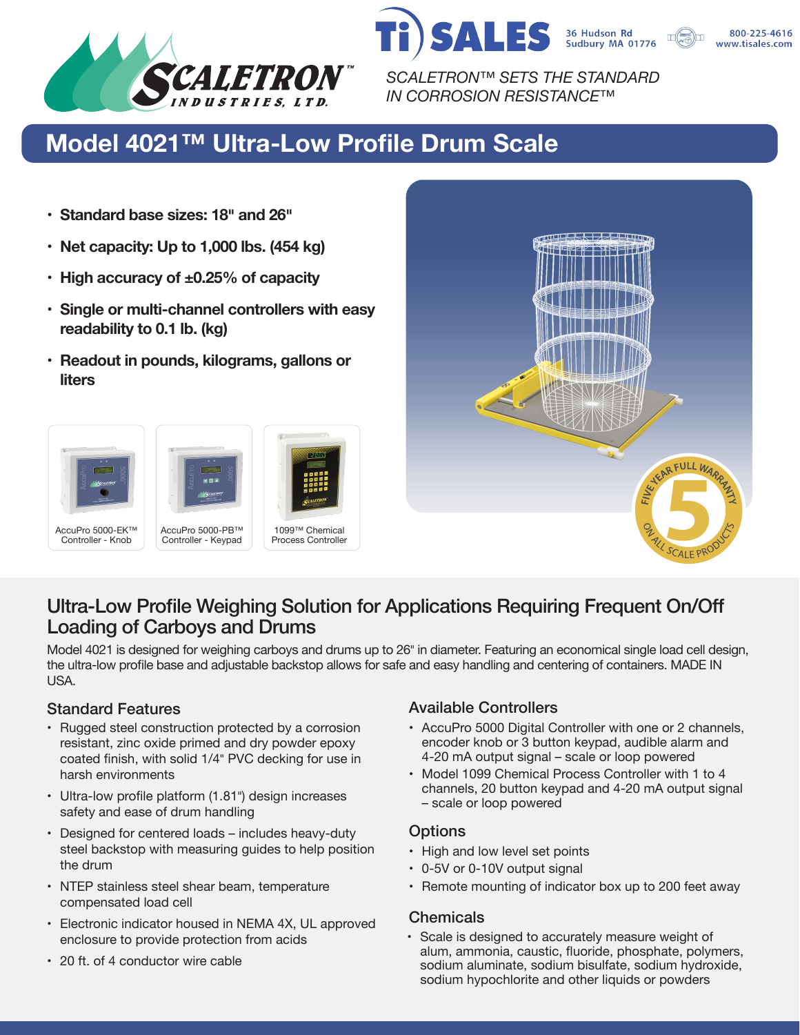SCALETRON™ INDUSTRIES, LTD.

Ti SALES
36 Hudson Rd
Sudbury MA 01776
800-225-4616
www.tisales.com

*SCALETRON™ SETS THE STANDARD IN CORROSION RESISTANCE™*

# Model 4021™ Ultra-Low Profile Drum Scale

- **Standard base sizes: 18" and 26"**
- **Net capacity: Up to 1,000 lbs. (454 kg)**
- **High accuracy of ±0.25% of capacity**
- **Single or multi-channel controllers with easy readability to 0.1 lb. (kg)**
- **Readout in pounds, kilograms, gallons or liters**

AccuPro 5000-EK™ Controller - Knob

AccuPro 5000-PB™ Controller - Keypad

1099™ Chemical Process Controller

FIVE YEAR FULL WARRANTY 5 ON ALL SCALE PRODUCTS

## Ultra-Low Profile Weighing Solution for Applications Requiring Frequent On/Off Loading of Carboys and Drums

Model 4021 is designed for weighing carboys and drums up to 26" in diameter. Featuring an economical single load cell design, the ultra-low profile base and adjustable backstop allows for safe and easy handling and centering of containers. MADE IN USA.

### Standard Features

- Rugged steel construction protected by a corrosion resistant, zinc oxide primed and dry powder epoxy coated finish, with solid 1/4" PVC decking for use in harsh environments
- Ultra-low profile platform (1.81") design increases safety and ease of drum handling
- Designed for centered loads – includes heavy-duty steel backstop with measuring guides to help position the drum
- NTEP stainless steel shear beam, temperature compensated load cell
- Electronic indicator housed in NEMA 4X, UL approved enclosure to provide protection from acids
- 20 ft. of 4 conductor wire cable

### Available Controllers

- AccuPro 5000 Digital Controller with one or 2 channels, encoder knob or 3 button keypad, audible alarm and 4-20 mA output signal – scale or loop powered
- Model 1099 Chemical Process Controller with 1 to 4 channels, 20 button keypad and 4-20 mA output signal – scale or loop powered

### Options

- High and low level set points
- 0-5V or 0-10V output signal
- Remote mounting of indicator box up to 200 feet away

### Chemicals

- Scale is designed to accurately measure weight of alum, ammonia, caustic, fluoride, phosphate, polymers, sodium aluminate, sodium bisulfate, sodium hydroxide, sodium hypochlorite and other liquids or powders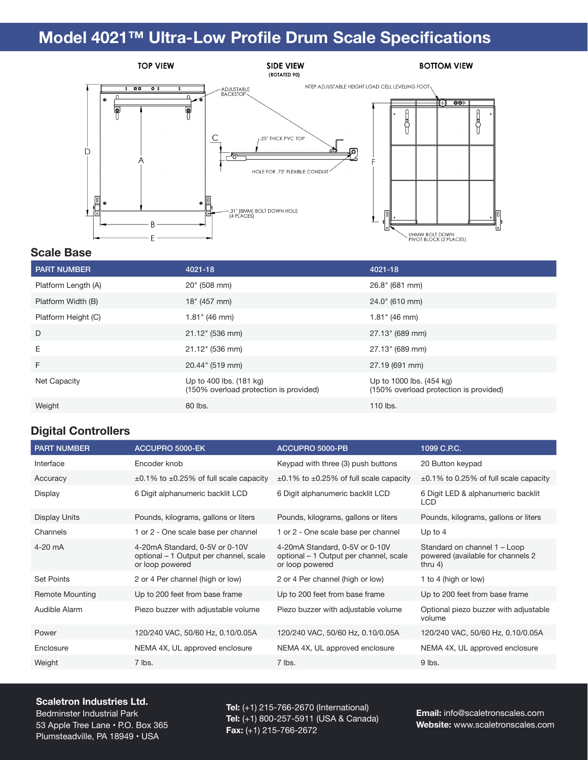# Model 4021™ Ultra-Low Profile Drum Scale Specifications

TOP VIEW

SIDE VIEW
(ROTATED 90)

BOTTOM VIEW

ADJUSTABLE BACKSTOP

.25" THICK PVC TOP

HOLE FOR .75" FLEXIBLE CONDUIT

.31" [8MM] BOLT DOWN HOLE (4 PLACES)

NTEP ADJUSTABLE HEIGHT LOAD CELL LEVELING FOOT

UHMW BOLT DOWN PIVOT BLOCK (2 PLACES)

A B C D E F

## Scale Base

| PART NUMBER | 4021-18 | 4021-18 |
|---|---|---|
| Platform Length (A) | 20" (508 mm) | 26.8" (681 mm) |
| Platform Width (B) | 18" (457 mm) | 24.0" (610 mm) |
| Platform Height (C) | 1.81" (46 mm) | 1.81" (46 mm) |
| D | 21.12" (536 mm) | 27.13" (689 mm) |
| E | 21.12" (536 mm) | 27.13" (689 mm) |
| F | 20.44" (519 mm) | 27.19 (691 mm) |
| Net Capacity | Up to 400 lbs. (181 kg) (150% overload protection is provided) | Up to 1000 lbs. (454 kg) (150% overload protection is provided) |
| Weight | 80 lbs. | 110 lbs. |

## Digital Controllers

| PART NUMBER | ACCUPRO 5000-EK | ACCUPRO 5000-PB | 1099 C.P.C. |
|---|---|---|---|
| Interface | Encoder knob | Keypad with three (3) push buttons | 20 Button keypad |
| Accuracy | ±0.1% to ±0.25% of full scale capacity | ±0.1% to ±0.25% of full scale capacity | ±0.1% to 0.25% of full scale capacity |
| Display | 6 Digit alphanumeric backlit LCD | 6 Digit alphanumeric backlit LCD | 6 Digit LED & alphanumeric backlit LCD |
| Display Units | Pounds, kilograms, gallons or liters | Pounds, kilograms, gallons or liters | Pounds, kilograms, gallons or liters |
| Channels | 1 or 2 - One scale base per channel | 1 or 2 - One scale base per channel | Up to 4 |
| 4-20 mA | 4-20mA Standard, 0-5V or 0-10V optional – 1 Output per channel, scale or loop powered | 4-20mA Standard, 0-5V or 0-10V optional – 1 Output per channel, scale or loop powered | Standard on channel 1 – Loop powered (available for channels 2 thru 4) |
| Set Points | 2 or 4 Per channel (high or low) | 2 or 4 Per channel (high or low) | 1 to 4 (high or low) |
| Remote Mounting | Up to 200 feet from base frame | Up to 200 feet from base frame | Up to 200 feet from base frame |
| Audible Alarm | Piezo buzzer with adjustable volume | Piezo buzzer with adjustable volume | Optional piezo buzzer with adjustable volume |
| Power | 120/240 VAC, 50/60 Hz, 0.10/0.05A | 120/240 VAC, 50/60 Hz, 0.10/0.05A | 120/240 VAC, 50/60 Hz, 0.10/0.05A |
| Enclosure | NEMA 4X, UL approved enclosure | NEMA 4X, UL approved enclosure | NEMA 4X, UL approved enclosure |
| Weight | 7 lbs. | 7 lbs. | 9 lbs. |

**Scaletron Industries Ltd.**
Bedminster Industrial Park
53 Apple Tree Lane • P.O. Box 365
Plumsteadville, PA 18949 • USA

**Tel:** (+1) 215-766-2670 (International)
**Tel:** (+1) 800-257-5911 (USA & Canada)
**Fax:** (+1) 215-766-2672

**Email:** info@scaletronscales.com
**Website:** www.scaletronscales.com